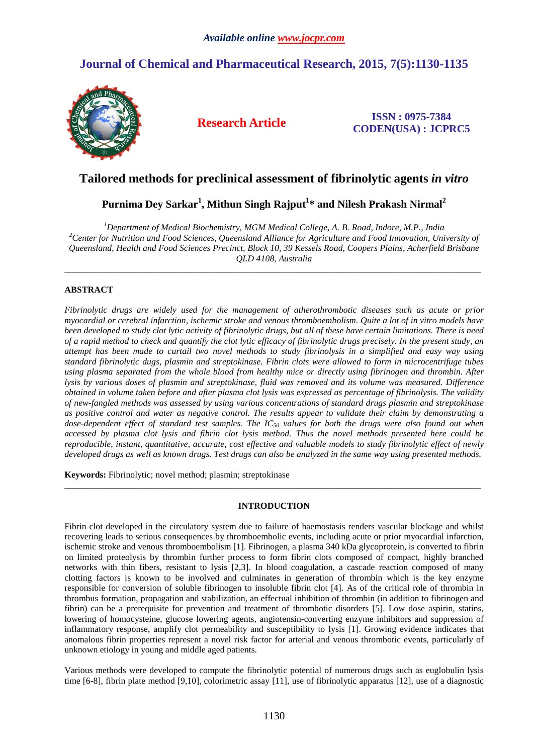*Available online www.jocpr.com*

# Journal of Chemical and Pharmaceutical Research, 2015, 7(5):1130-1135

**Research Article**

**ISSN : 0975-7384**
**CODEN(USA) : JCPRC5**

# Tailored methods for preclinical assessment of fibrinolytic agents *in vitro*

**Purnima Dey Sarkar[1], Mithun Singh Rajput[1]* and Nilesh Prakash Nirmal[2]**

[1]*Department of Medical Biochemistry, MGM Medical College, A. B. Road, Indore, M.P., India*
[2]*Center for Nutrition and Food Sciences, Queensland Alliance for Agriculture and Food Innovation, University of Queensland, Health and Food Sciences Precinct, Block 10, 39 Kessels Road, Coopers Plains, Acherfield Brisbane QLD 4108, Australia*

---

## ABSTRACT

*Fibrinolytic drugs are widely used for the management of atherothrombotic diseases such as acute or prior myocardial or cerebral infarction, ischemic stroke and venous thromboembolism. Quite a lot of in vitro models have been developed to study clot lytic activity of fibrinolytic drugs, but all of these have certain limitations. There is need of a rapid method to check and quantify the clot lytic efficacy of fibrinolytic drugs precisely. In the present study, an attempt has been made to curtail two novel methods to study fibrinolysis in a simplified and easy way using standard fibrinolytic dugs, plasmin and streptokinase. Fibrin clots were allowed to form in microcentrifuge tubes using plasma separated from the whole blood from healthy mice or directly using fibrinogen and thrombin. After lysis by various doses of plasmin and streptokinase, fluid was removed and its volume was measured. Difference obtained in volume taken before and after plasma clot lysis was expressed as percentage of fibrinolysis. The validity of new-fangled methods was assessed by using various concentrations of standard drugs plasmin and streptokinase as positive control and water as negative control. The results appear to validate their claim by demonstrating a dose-dependent effect of standard test samples. The $IC_{50}$ values for both the drugs were also found out when accessed by plasma clot lysis and fibrin clot lysis method. Thus the novel methods presented here could be reproducible, instant, quantitative, accurate, cost effective and valuable models to study fibrinolytic effect of newly developed drugs as well as known drugs. Test drugs can also be analyzed in the same way using presented methods.*

**Keywords:** Fibrinolytic; novel method; plasmin; streptokinase

---

## INTRODUCTION

Fibrin clot developed in the circulatory system due to failure of haemostasis renders vascular blockage and whilst recovering leads to serious consequences by thromboembolic events, including acute or prior myocardial infarction, ischemic stroke and venous thromboembolism [1]. Fibrinogen, a plasma 340 kDa glycoprotein, is converted to fibrin on limited proteolysis by thrombin further process to form fibrin clots composed of compact, highly branched networks with thin fibers, resistant to lysis [2,3]. In blood coagulation, a cascade reaction composed of many clotting factors is known to be involved and culminates in generation of thrombin which is the key enzyme responsible for conversion of soluble fibrinogen to insoluble fibrin clot [4]. As of the critical role of thrombin in thrombus formation, propagation and stabilization, an effectual inhibition of thrombin (in addition to fibrinogen and fibrin) can be a prerequisite for prevention and treatment of thrombotic disorders [5]. Low dose aspirin, statins, lowering of homocysteine, glucose lowering agents, angiotensin-converting enzyme inhibitors and suppression of inflammatory response, amplify clot permeability and susceptibility to lysis [1]. Growing evidence indicates that anomalous fibrin properties represent a novel risk factor for arterial and venous thrombotic events, particularly of unknown etiology in young and middle aged patients.

Various methods were developed to compute the fibrinolytic potential of numerous drugs such as euglobulin lysis time [6-8], fibrin plate method [9,10], colorimetric assay [11], use of fibrinolytic apparatus [12], use of a diagnostic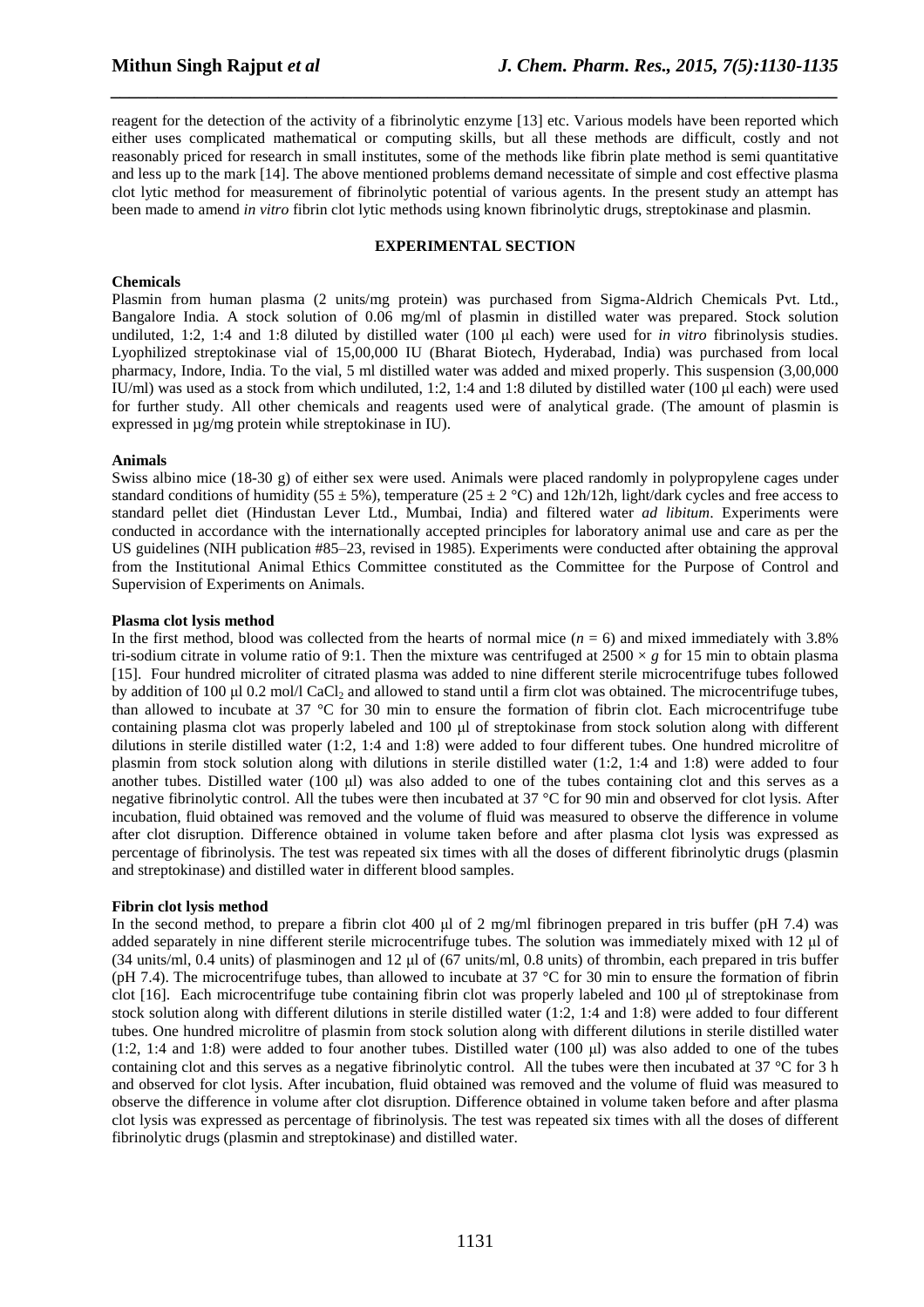reagent for the detection of the activity of a fibrinolytic enzyme [13] etc. Various models have been reported which either uses complicated mathematical or computing skills, but all these methods are difficult, costly and not reasonably priced for research in small institutes, some of the methods like fibrin plate method is semi quantitative and less up to the mark [14]. The above mentioned problems demand necessitate of simple and cost effective plasma clot lytic method for measurement of fibrinolytic potential of various agents. In the present study an attempt has been made to amend *in vitro* fibrin clot lytic methods using known fibrinolytic drugs, streptokinase and plasmin.

## EXPERIMENTAL SECTION

### Chemicals

Plasmin from human plasma (2 units/mg protein) was purchased from Sigma-Aldrich Chemicals Pvt. Ltd., Bangalore India. A stock solution of 0.06 mg/ml of plasmin in distilled water was prepared. Stock solution undiluted, 1:2, 1:4 and 1:8 diluted by distilled water (100 µl each) were used for *in vitro* fibrinolysis studies. Lyophilized streptokinase vial of 15,00,000 IU (Bharat Biotech, Hyderabad, India) was purchased from local pharmacy, Indore, India. To the vial, 5 ml distilled water was added and mixed properly. This suspension (3,00,000 IU/ml) was used as a stock from which undiluted, 1:2, 1:4 and 1:8 diluted by distilled water (100 µl each) were used for further study. All other chemicals and reagents used were of analytical grade. (The amount of plasmin is expressed in µg/mg protein while streptokinase in IU).

### Animals

Swiss albino mice (18-30 g) of either sex were used. Animals were placed randomly in polypropylene cages under standard conditions of humidity (55 ± 5%), temperature (25 ± 2 °C) and 12h/12h, light/dark cycles and free access to standard pellet diet (Hindustan Lever Ltd., Mumbai, India) and filtered water *ad libitum*. Experiments were conducted in accordance with the internationally accepted principles for laboratory animal use and care as per the US guidelines (NIH publication #85–23, revised in 1985). Experiments were conducted after obtaining the approval from the Institutional Animal Ethics Committee constituted as the Committee for the Purpose of Control and Supervision of Experiments on Animals.

### Plasma clot lysis method

In the first method, blood was collected from the hearts of normal mice ($n = 6$) and mixed immediately with 3.8% tri-sodium citrate in volume ratio of 9:1. Then the mixture was centrifuged at $2500 \times g$ for 15 min to obtain plasma [15]. Four hundred microliter of citrated plasma was added to nine different sterile microcentrifuge tubes followed by addition of 100 µl 0.2 mol/l $CaCl_2$ and allowed to stand until a firm clot was obtained. The microcentrifuge tubes, than allowed to incubate at 37 °C for 30 min to ensure the formation of fibrin clot. Each microcentrifuge tube containing plasma clot was properly labeled and 100 µl of streptokinase from stock solution along with different dilutions in sterile distilled water (1:2, 1:4 and 1:8) were added to four different tubes. One hundred microlitre of plasmin from stock solution along with dilutions in sterile distilled water (1:2, 1:4 and 1:8) were added to four another tubes. Distilled water (100 µl) was also added to one of the tubes containing clot and this serves as a negative fibrinolytic control. All the tubes were then incubated at 37 °C for 90 min and observed for clot lysis. After incubation, fluid obtained was removed and the volume of fluid was measured to observe the difference in volume after clot disruption. Difference obtained in volume taken before and after plasma clot lysis was expressed as percentage of fibrinolysis. The test was repeated six times with all the doses of different fibrinolytic drugs (plasmin and streptokinase) and distilled water in different blood samples.

### Fibrin clot lysis method

In the second method, to prepare a fibrin clot 400 µl of 2 mg/ml fibrinogen prepared in tris buffer (pH 7.4) was added separately in nine different sterile microcentrifuge tubes. The solution was immediately mixed with 12 µl of (34 units/ml, 0.4 units) of plasminogen and 12 µl of (67 units/ml, 0.8 units) of thrombin, each prepared in tris buffer (pH 7.4). The microcentrifuge tubes, than allowed to incubate at 37 °C for 30 min to ensure the formation of fibrin clot [16]. Each microcentrifuge tube containing fibrin clot was properly labeled and 100 µl of streptokinase from stock solution along with different dilutions in sterile distilled water (1:2, 1:4 and 1:8) were added to four different tubes. One hundred microlitre of plasmin from stock solution along with different dilutions in sterile distilled water (1:2, 1:4 and 1:8) were added to four another tubes. Distilled water (100 µl) was also added to one of the tubes containing clot and this serves as a negative fibrinolytic control. All the tubes were then incubated at 37 °C for 3 h and observed for clot lysis. After incubation, fluid obtained was removed and the volume of fluid was measured to observe the difference in volume after clot disruption. Difference obtained in volume taken before and after plasma clot lysis was expressed as percentage of fibrinolysis. The test was repeated six times with all the doses of different fibrinolytic drugs (plasmin and streptokinase) and distilled water.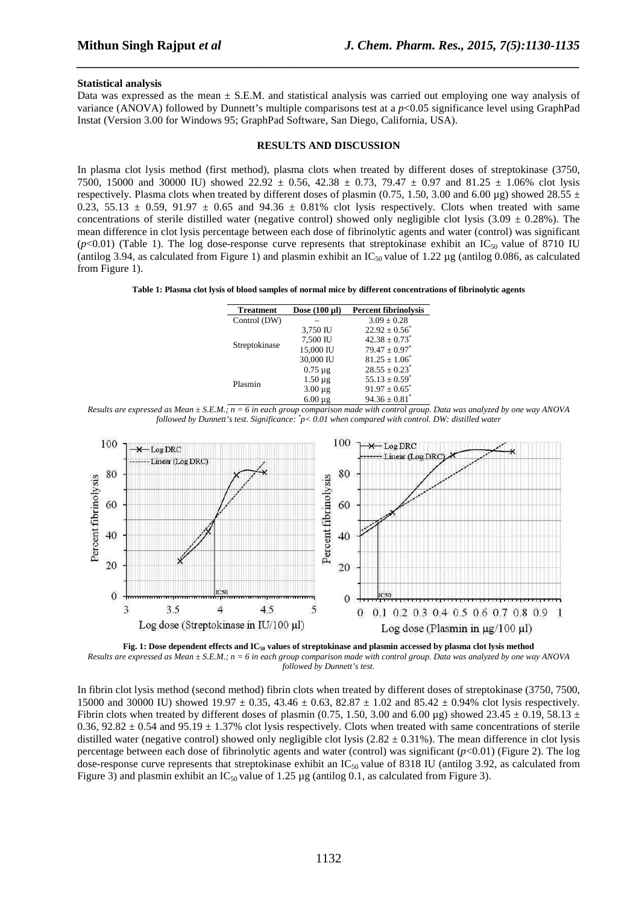**Statistical analysis**

Data was expressed as the mean ± S.E.M. and statistical analysis was carried out employing one way analysis of variance (ANOVA) followed by Dunnett's multiple comparisons test at a $p<0.05$ significance level using GraphPad Instat (Version 3.00 for Windows 95; GraphPad Software, San Diego, California, USA).

## RESULTS AND DISCUSSION

In plasma clot lysis method (first method), plasma clots when treated by different doses of streptokinase (3750, 7500, 15000 and 30000 IU) showed 22.92 ± 0.56, 42.38 ± 0.73, 79.47 ± 0.97 and 81.25 ± 1.06% clot lysis respectively. Plasma clots when treated by different doses of plasmin (0.75, 1.50, 3.00 and 6.00 µg) showed 28.55 ± 0.23, 55.13 ± 0.59, 91.97 ± 0.65 and 94.36 ± 0.81% clot lysis respectively. Clots when treated with same concentrations of sterile distilled water (negative control) showed only negligible clot lysis (3.09 ± 0.28%). The mean difference in clot lysis percentage between each dose of fibrinolytic agents and water (control) was significant ($p<0.01$) (Table 1). The log dose-response curve represents that streptokinase exhibit an $IC_{50}$ value of 8710 IU (antilog 3.94, as calculated from Figure 1) and plasmin exhibit an $IC_{50}$ value of 1.22 µg (antilog 0.086, as calculated from Figure 1).

**Table 1: Plasma clot lysis of blood samples of normal mice by different concentrations of fibrinolytic agents**

| Treatment | Dose (100 µl) | Percent fibrinolysis |
|---|---|---|
| Control (DW) | – | 3.09 ± 0.28 |
| Streptokinase | 3,750 IU | 22.92 ± 0.56* |
| | 7,500 IU | 42.38 ± 0.73* |
| | 15,000 IU | 79.47 ± 0.97* |
| | 30,000 IU | 81.25 ± 1.06* |
| Plasmin | 0.75 µg | 28.55 ± 0.23* |
| | 1.50 µg | 55.13 ± 0.59* |
| | 3.00 µg | 91.97 ± 0.65* |
| | 6.00 µg | 94.36 ± 0.81* |

*Results are expressed as Mean ± S.E.M.; n = 6 in each group comparison made with control group. Data was analyzed by one way ANOVA followed by Dunnett's test. Significance: *p< 0.01 when compared with control. DW: distilled water*

**Fig. 1: Dose dependent effects and $IC_{50}$ values of streptokinase and plasmin accessed by plasma clot lysis method**

*Results are expressed as Mean ± S.E.M.; n = 6 in each group comparison made with control group. Data was analyzed by one way ANOVA followed by Dunnett's test.*

In fibrin clot lysis method (second method) fibrin clots when treated by different doses of streptokinase (3750, 7500, 15000 and 30000 IU) showed 19.97 ± 0.35, 43.46 ± 0.63, 82.87 ± 1.02 and 85.42 ± 0.94% clot lysis respectively. Fibrin clots when treated by different doses of plasmin (0.75, 1.50, 3.00 and 6.00 µg) showed 23.45 ± 0.19, 58.13 ± 0.36, 92.82 ± 0.54 and 95.19 ± 1.37% clot lysis respectively. Clots when treated with same concentrations of sterile distilled water (negative control) showed only negligible clot lysis (2.82 ± 0.31%). The mean difference in clot lysis percentage between each dose of fibrinolytic agents and water (control) was significant ($p<0.01$) (Figure 2). The log dose-response curve represents that streptokinase exhibit an $IC_{50}$ value of 8318 IU (antilog 3.92, as calculated from Figure 3) and plasmin exhibit an $IC_{50}$ value of 1.25 µg (antilog 0.1, as calculated from Figure 3).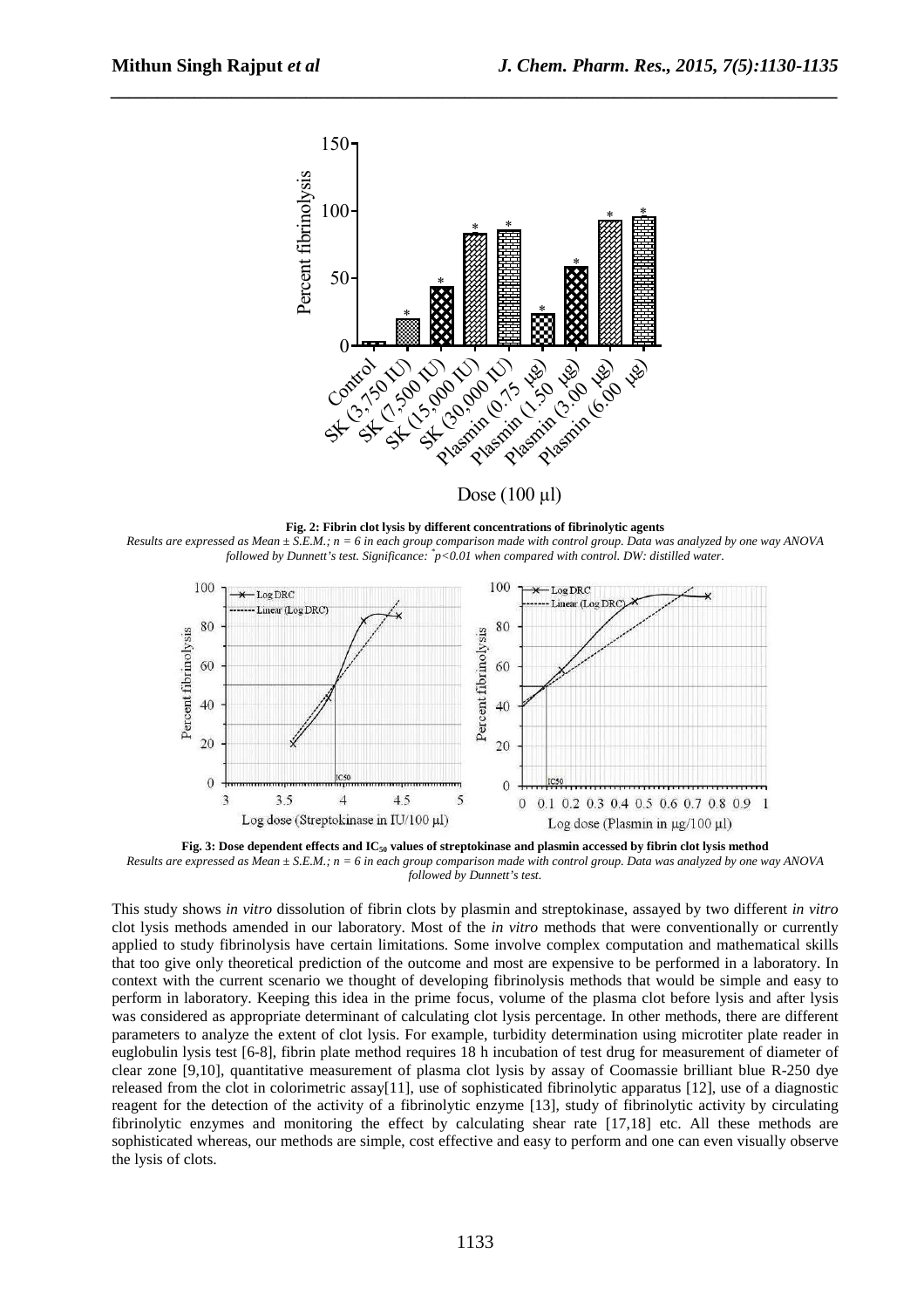**Fig. 2: Fibrin clot lysis by different concentrations of fibrinolytic agents**

*Results are expressed as Mean ± S.E.M.; n = 6 in each group comparison made with control group. Data was analyzed by one way ANOVA followed by Dunnett's test. Significance: *p<0.01 when compared with control. DW: distilled water.*

**Fig. 3: Dose dependent effects and $IC_{50}$ values of streptokinase and plasmin accessed by fibrin clot lysis method**

*Results are expressed as Mean ± S.E.M.; n = 6 in each group comparison made with control group. Data was analyzed by one way ANOVA followed by Dunnett's test.*

This study shows *in vitro* dissolution of fibrin clots by plasmin and streptokinase, assayed by two different *in vitro* clot lysis methods amended in our laboratory. Most of the *in vitro* methods that were conventionally or currently applied to study fibrinolysis have certain limitations. Some involve complex computation and mathematical skills that too give only theoretical prediction of the outcome and most are expensive to be performed in a laboratory. In context with the current scenario we thought of developing fibrinolysis methods that would be simple and easy to perform in laboratory. Keeping this idea in the prime focus, volume of the plasma clot before lysis and after lysis was considered as appropriate determinant of calculating clot lysis percentage. In other methods, there are different parameters to analyze the extent of clot lysis. For example, turbidity determination using microtiter plate reader in euglobulin lysis test [6-8], fibrin plate method requires 18 h incubation of test drug for measurement of diameter of clear zone [9,10], quantitative measurement of plasma clot lysis by assay of Coomassie brilliant blue R-250 dye released from the clot in colorimetric assay[11], use of sophisticated fibrinolytic apparatus [12], use of a diagnostic reagent for the detection of the activity of a fibrinolytic enzyme [13], study of fibrinolytic activity by circulating fibrinolytic enzymes and monitoring the effect by calculating shear rate [17,18] etc. All these methods are sophisticated whereas, our methods are simple, cost effective and easy to perform and one can even visually observe the lysis of clots.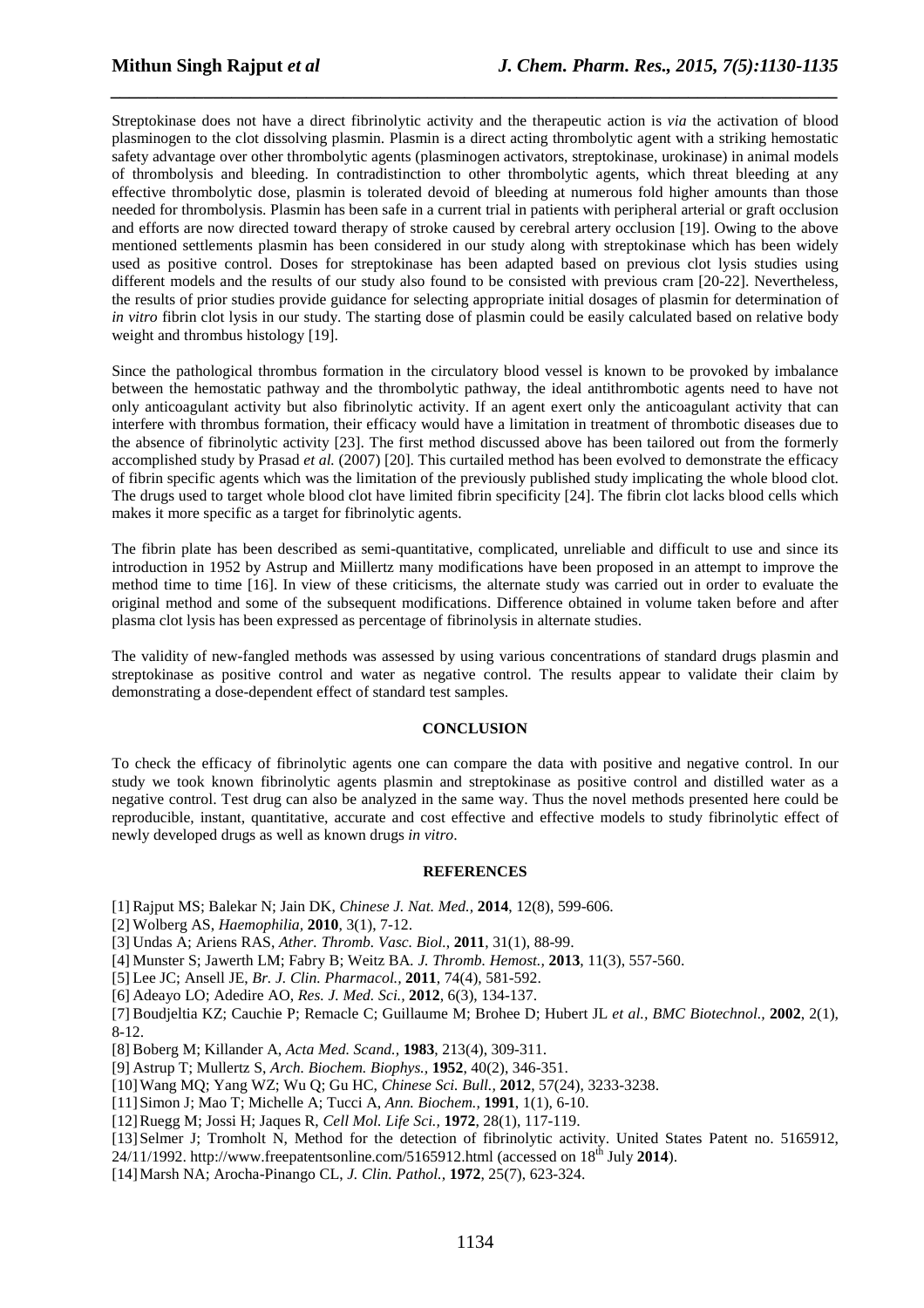Streptokinase does not have a direct fibrinolytic activity and the therapeutic action is *via* the activation of blood plasminogen to the clot dissolving plasmin. Plasmin is a direct acting thrombolytic agent with a striking hemostatic safety advantage over other thrombolytic agents (plasminogen activators, streptokinase, urokinase) in animal models of thrombolysis and bleeding. In contradistinction to other thrombolytic agents, which threat bleeding at any effective thrombolytic dose, plasmin is tolerated devoid of bleeding at numerous fold higher amounts than those needed for thrombolysis. Plasmin has been safe in a current trial in patients with peripheral arterial or graft occlusion and efforts are now directed toward therapy of stroke caused by cerebral artery occlusion [19]. Owing to the above mentioned settlements plasmin has been considered in our study along with streptokinase which has been widely used as positive control. Doses for streptokinase has been adapted based on previous clot lysis studies using different models and the results of our study also found to be consisted with previous cram [20-22]. Nevertheless, the results of prior studies provide guidance for selecting appropriate initial dosages of plasmin for determination of *in vitro* fibrin clot lysis in our study. The starting dose of plasmin could be easily calculated based on relative body weight and thrombus histology [19].

Since the pathological thrombus formation in the circulatory blood vessel is known to be provoked by imbalance between the hemostatic pathway and the thrombolytic pathway, the ideal antithrombotic agents need to have not only anticoagulant activity but also fibrinolytic activity. If an agent exert only the anticoagulant activity that can interfere with thrombus formation, their efficacy would have a limitation in treatment of thrombotic diseases due to the absence of fibrinolytic activity [23]. The first method discussed above has been tailored out from the formerly accomplished study by Prasad *et al.* (2007) [20]. This curtailed method has been evolved to demonstrate the efficacy of fibrin specific agents which was the limitation of the previously published study implicating the whole blood clot. The drugs used to target whole blood clot have limited fibrin specificity [24]. The fibrin clot lacks blood cells which makes it more specific as a target for fibrinolytic agents.

The fibrin plate has been described as semi-quantitative, complicated, unreliable and difficult to use and since its introduction in 1952 by Astrup and Miillertz many modifications have been proposed in an attempt to improve the method time to time [16]. In view of these criticisms, the alternate study was carried out in order to evaluate the original method and some of the subsequent modifications. Difference obtained in volume taken before and after plasma clot lysis has been expressed as percentage of fibrinolysis in alternate studies.

The validity of new-fangled methods was assessed by using various concentrations of standard drugs plasmin and streptokinase as positive control and water as negative control. The results appear to validate their claim by demonstrating a dose-dependent effect of standard test samples.

## CONCLUSION

To check the efficacy of fibrinolytic agents one can compare the data with positive and negative control. In our study we took known fibrinolytic agents plasmin and streptokinase as positive control and distilled water as a negative control. Test drug can also be analyzed in the same way. Thus the novel methods presented here could be reproducible, instant, quantitative, accurate and cost effective and effective models to study fibrinolytic effect of newly developed drugs as well as known drugs *in vitro*.

## REFERENCES

[1] Rajput MS; Balekar N; Jain DK, *Chinese J. Nat. Med.,* **2014**, 12(8), 599-606.

[2] Wolberg AS, *Haemophilia,* **2010**, 3(1), 7-12.

[3] Undas A; Ariens RAS, *Ather. Thromb. Vasc. Biol.*, **2011**, 31(1), 88-99.

[4] Munster S; Jawerth LM; Fabry B; Weitz BA. *J. Thromb. Hemost.,* **2013**, 11(3), 557-560.

[5] Lee JC; Ansell JE, *Br. J. Clin. Pharmacol.,* **2011**, 74(4), 581-592.

[6] Adeayo LO; Adedire AO, *Res. J. Med. Sci.,* **2012**, 6(3), 134-137.

[7] Boudjeltia KZ; Cauchie P; Remacle C; Guillaume M; Brohee D; Hubert JL *et al.*, *BMC Biotechnol.,* **2002**, 2(1), 8-12.

[8] Boberg M; Killander A, *Acta Med. Scand.,* **1983**, 213(4), 309-311.

[9] Astrup T; Mullertz S, *Arch. Biochem. Biophys.,* **1952**, 40(2), 346-351.

[10] Wang MQ; Yang WZ; Wu Q; Gu HC, *Chinese Sci. Bull.,* **2012**, 57(24), 3233-3238.

[11] Simon J; Mao T; Michelle A; Tucci A, *Ann. Biochem.,* **1991**, 1(1), 6-10.

[12] Ruegg M; Jossi H; Jaques R, *Cell Mol. Life Sci.,* **1972**, 28(1), 117-119.

[13] Selmer J; Tromholt N, Method for the detection of fibrinolytic activity. United States Patent no. 5165912, 24/11/1992. http://www.freepatentsonline.com/5165912.html (accessed on 18th July **2014**).

[14] Marsh NA; Arocha-Pinango CL, *J. Clin. Pathol.,* **1972**, 25(7), 623-324.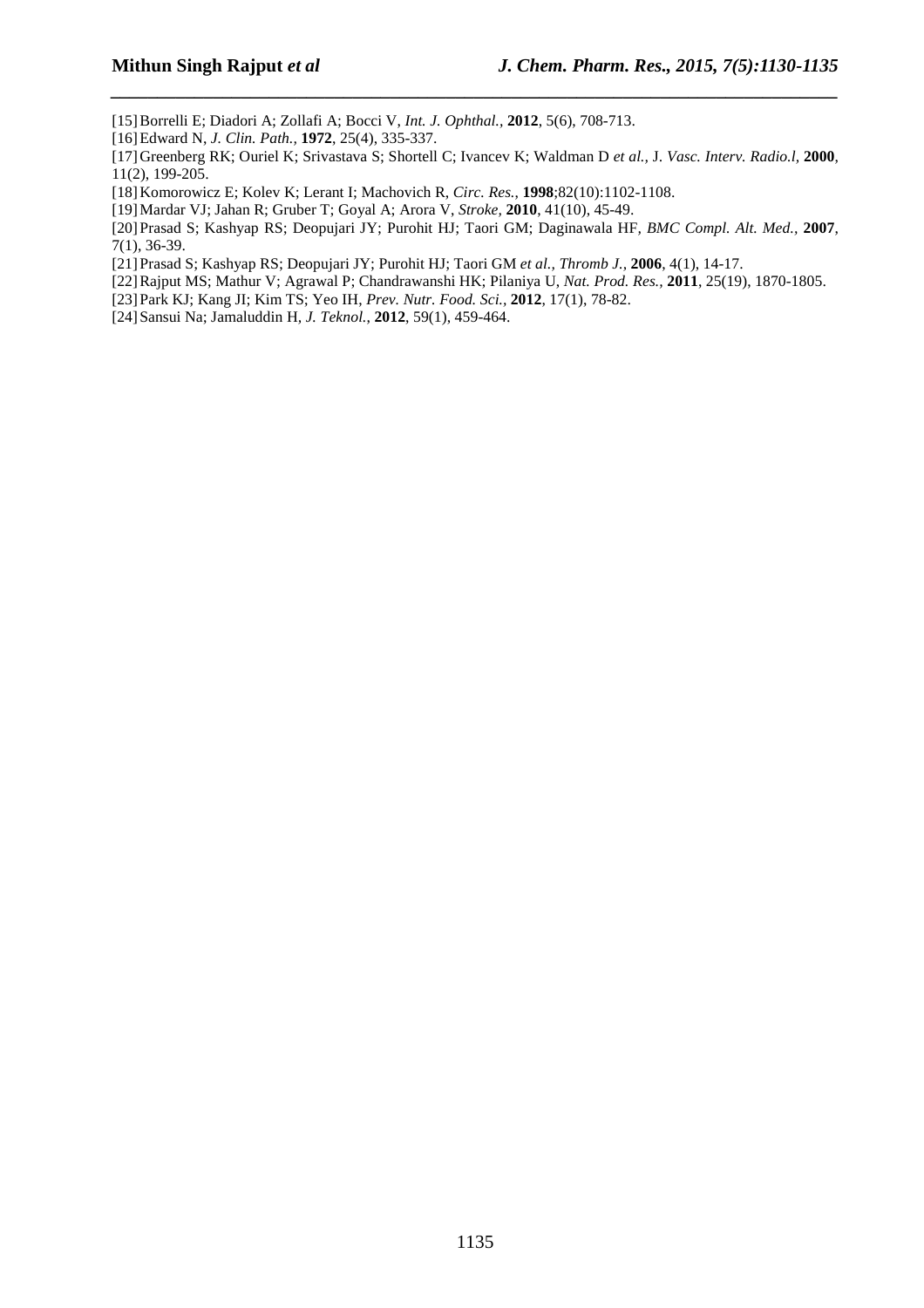[15] Borrelli E; Diadori A; Zollafi A; Bocci V, *Int. J. Ophthal.*, **2012**, 5(6), 708-713.

[16] Edward N, *J. Clin. Path.*, **1972**, 25(4), 335-337.

[17] Greenberg RK; Ouriel K; Srivastava S; Shortell C; Ivancev K; Waldman D *et al.*, J. *Vasc. Interv. Radio.l*, **2000**, 11(2), 199-205.

[18] Komorowicz E; Kolev K; Lerant I; Machovich R, *Circ. Res.*, **1998**;82(10):1102-1108.

[19] Mardar VJ; Jahan R; Gruber T; Goyal A; Arora V, *Stroke*, **2010**, 41(10), 45-49.

[20] Prasad S; Kashyap RS; Deopujari JY; Purohit HJ; Taori GM; Daginawala HF, *BMC Compl. Alt. Med.*, **2007**, 7(1), 36-39.

[21] Prasad S; Kashyap RS; Deopujari JY; Purohit HJ; Taori GM *et al.*, *Thromb J.*, **2006**, 4(1), 14-17.

[22] Rajput MS; Mathur V; Agrawal P; Chandrawanshi HK; Pilaniya U, *Nat. Prod. Res.*, **2011**, 25(19), 1870-1805.

[23] Park KJ; Kang JI; Kim TS; Yeo IH, *Prev. Nutr. Food. Sci.*, **2012**, 17(1), 78-82.

[24] Sansui Na; Jamaluddin H, *J. Teknol.*, **2012**, 59(1), 459-464.